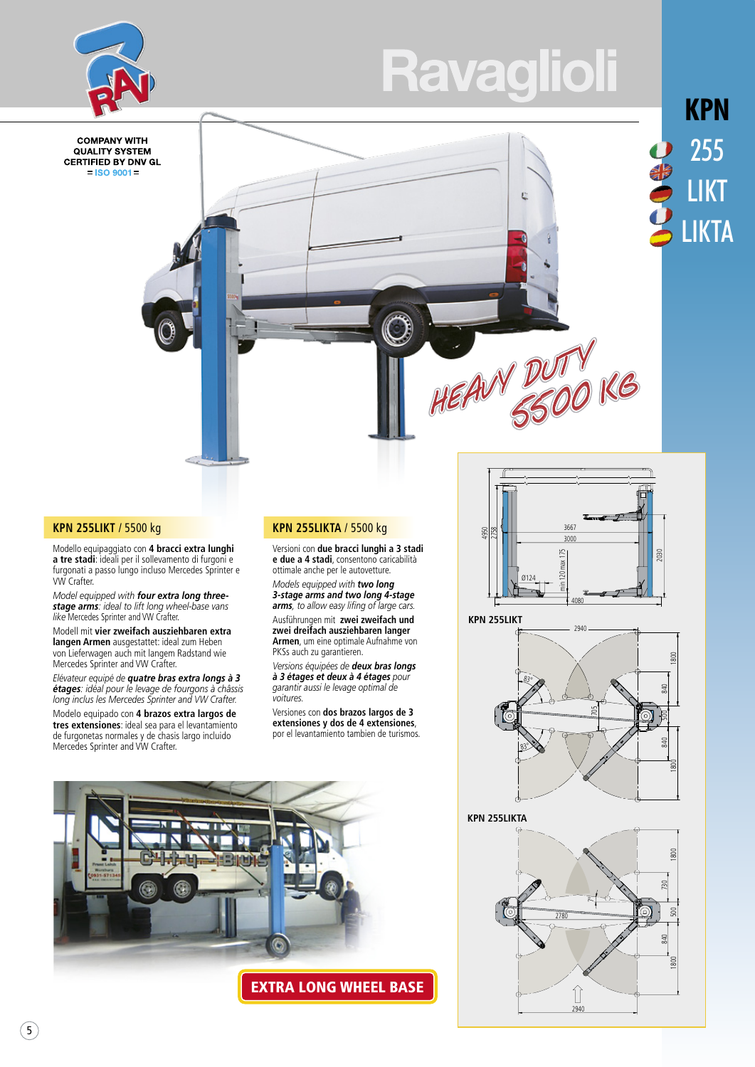# Ravaglioli

COMPANY WITH QUALITY SYSTEM CERTIFIED BY DNV GL
= ISO 9001 =

## KPN 255 LIKT LIKTA

HEAVY DUTY 5500 KG

### KPN 255LIKT / 5500 kg

Modello equipaggiato con **4 bracci extra lunghi a tre stadi**: ideali per il sollevamento di furgoni e furgonati a passo lungo incluso Mercedes Sprinter e VW Crafter.

*Model equipped with* ***four extra long three-stage arms****: ideal to lift long wheel-base vans like* Mercedes Sprinter and VW Crafter.

Modell mit **vier zweifach ausziehbaren extra langen Armen** ausgestattet: ideal zum Heben von Lieferwagen auch mit langem Radstand wie Mercedes Sprinter and VW Crafter.

*Elévateur équipé de* ***quatre bras extra longs à 3 étages****: idéal pour le levage de fourgons à châssis long inclus les Mercedes Sprinter and VW Crafter.*

Modelo equipado con **4 brazos extra largos de tres extensiones**: ideal sea para el levantamiento de furgonetas normales y de chasis largo incluido Mercedes Sprinter and VW Crafter.

### KPN 255LIKTA / 5500 kg

Versioni con **due bracci lunghi a 3 stadi e due a 4 stadi**, consentono caricabilità ottimale anche per le autovetture.

*Models equipped with* ***two long 3-stage arms and two long 4-stage arms****, to allow easy lifing of large cars.*

Ausführungen mit **zwei zweifach und zwei dreifach ausziehbaren langer Armen**, um eine optimale Aufnahme von PKSs auch zu garantieren.

*Versions équipées de* ***deux bras longs à 3 étages et deux à 4 étages*** *pour garantir aussi le levage optimal de voitures.*

Versiones con **dos brazos largos de 3 extensiones y dos de 4 extensiones**, por el levantamiento tambien de turismos.

EXTRA LONG WHEEL BASE

KPN 255LIKT

KPN 255LIKTA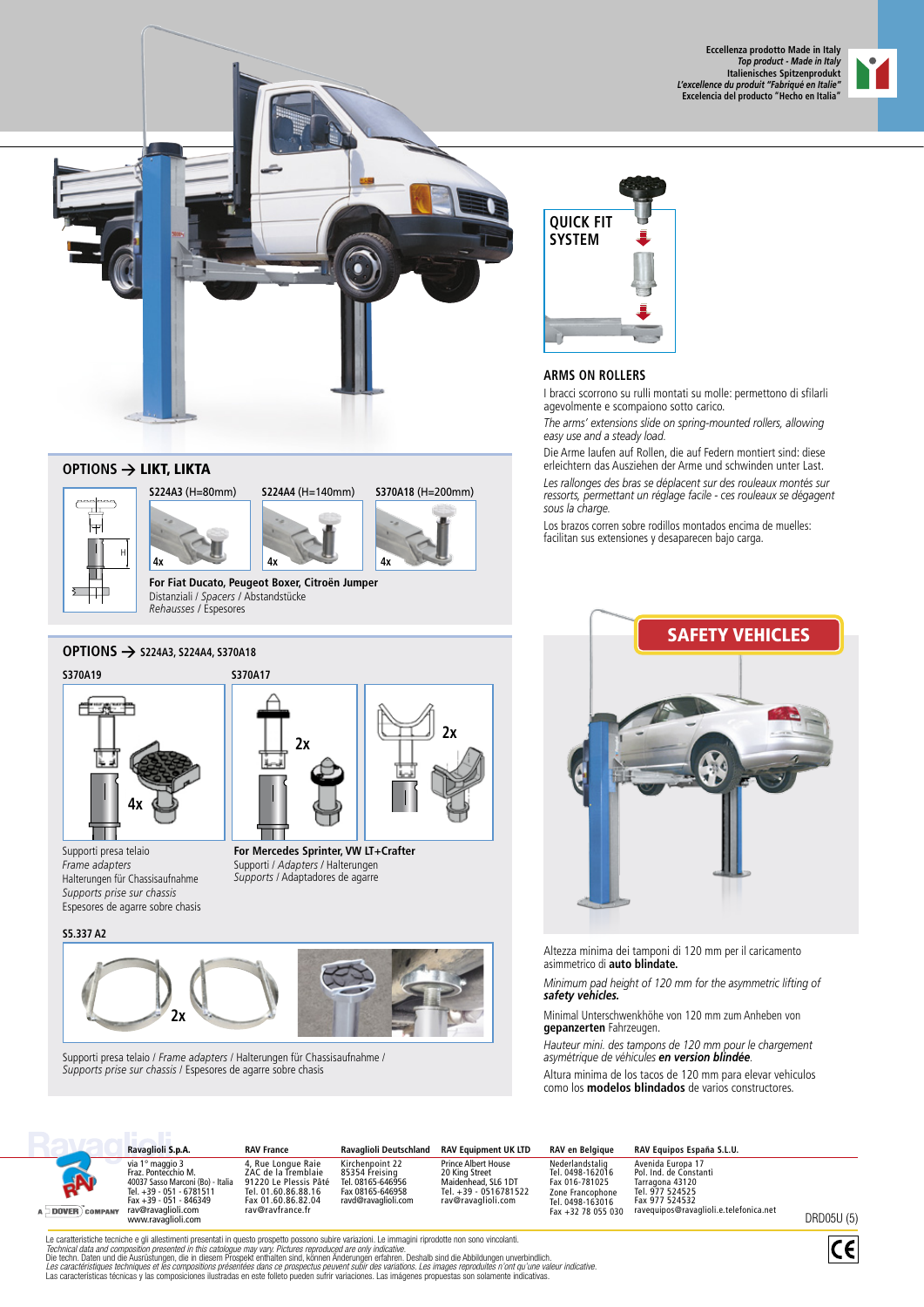Eccellenza prodotto Made in Italy
*Top product - Made in Italy*
Italienisches Spitzenprodukt
*L'excellence du produit "Fabriqué en Italie"*
Excelencia del producto "Hecho en Italia"

QUICK FIT SYSTEM

## ARMS ON ROLLERS

I bracci scorrono su rulli montati su molle: permettono di sfilarli agevolmente e scompaiono sotto carico.

*The arms' extensions slide on spring-mounted rollers, allowing easy use and a steady load.*

Die Arme laufen auf Rollen, die auf Federn montiert sind: diese erleichtern das Ausziehen der Arme und schwinden unter Last.

*Les rallonges des bras se déplacent sur des rouleaux montés sur ressorts, permettant un réglage facile - ces rouleaux se dégagent sous la charge.*

Los brazos corren sobre rodillos montados encima de muelles: facilitan sus extensiones y desaparecen bajo carga.

## OPTIONS → LIKT, LIKTA

S224A3 (H=80mm) — 4x
S224A4 (H=140mm) — 4x
S370A18 (H=200mm) — 4x

H

**For Fiat Ducato, Peugeot Boxer, Citroën Jumper**
Distanziali / *Spacers* / Abstandstücke
*Rehausses* / Espesores

## SAFETY VEHICLES

Altezza minima dei tamponi di 120 mm per il caricamento asimmetrico di **auto blindate.**

*Minimum pad height of 120 mm for the asymmetric lifting of* ***safety vehicles.***

Minimal Unterschwenkhöhe von 120 mm zum Anheben von **gepanzerten** Fahrzeugen.

*Hauteur mini. des tampons de 120 mm pour le chargement asymétrique de véhicules* ***en version blindée****.*

Altura mínima de los tacos de 120 mm para elevar vehiculos como los **modelos blindados** de varios constructores.

## OPTIONS → S224A3, S224A4, S370A18

**S370A19**

4x

Supporti presa telaio
*Frame adapters*
Halterungen für Chassisaufnahme
*Supports prise sur chassis*
Espesores de agarre sobre chasis

**S370A17**

2x

2x

**For Mercedes Sprinter, VW LT+Crafter**
Supporti / *Adapters* / Halterungen
*Supports* / Adaptadores de agarre

**S5.337 A2**

2x

Supporti presa telaio / *Frame adapters* / Halterungen für Chassisaufnahme /
*Supports prise sur chassis* / Espesores de agarre sobre chasis

Ravaglioli

A DOVER COMPANY

**Ravaglioli S.p.A.**
via 1° maggio 3
Fraz. Pontecchio M.
40037 Sasso Marconi (Bo) - Italia
Tel. +39 - 051 - 6781511
Fax +39 - 051 - 846349
rav@ravaglioli.com
www.ravaglioli.com

**RAV France**
4, Rue Longue Raie
ZAC de la Tremblaie
91220 Le Plessis Pâté
Tel. 01.60.86.88.16
Fax 01.60.86.82.04
rav@ravfrance.fr

**Ravaglioli Deutschland**
Kirchenpoint 22
85354 Freising
Tel. 08165-646956
Fax 08165-646958
ravd@ravaglioli.com

**RAV Equipment UK LTD**
Prince Albert House
20 King Street
Maidenhead, SL6 1DT
Tel. +39 - 0516781522
rav@ravaglioli.com

**RAV en Belgique**
Nederlandstalig
Tel. 0498-162016
Fax 016-781025
Zone Francophone
Tel. 0498-163016
Fax +32 78 055 030

**RAV Equipos España S.L.U.**
Avenida Europa 17
Pol. Ind. de Constanti
Tarragona 43120
Tel. 977 524525
Fax 977 524532
ravequipos@ravaglioli.e.telefonica.net

DRD05U (5)

Le caratteristiche tecniche e gli allestimenti presentati in questo prospetto possono subire variazioni. Le immagini riprodotte non sono vincolanti.
*Technical data and composition presented in this catalogue may vary. Pictures reproduced are only indicative.*
Die techn. Daten und die Ausrüstungen, die in diesem Prospekt enthalten sind, können Änderungen erfahren. Deshalb sind die Abbildungen unverbindlich.
*Les caractéristiques techniques et les compositions présentées dans ce prospectus peuvent subir des variations. Les images reproduites n'ont qu'une valeur indicative.*
Las características técnicas y las composiciones ilustradas en este folleto pueden sufrir variaciones. Las imágenes propuestas son solamente indicativas.

CE